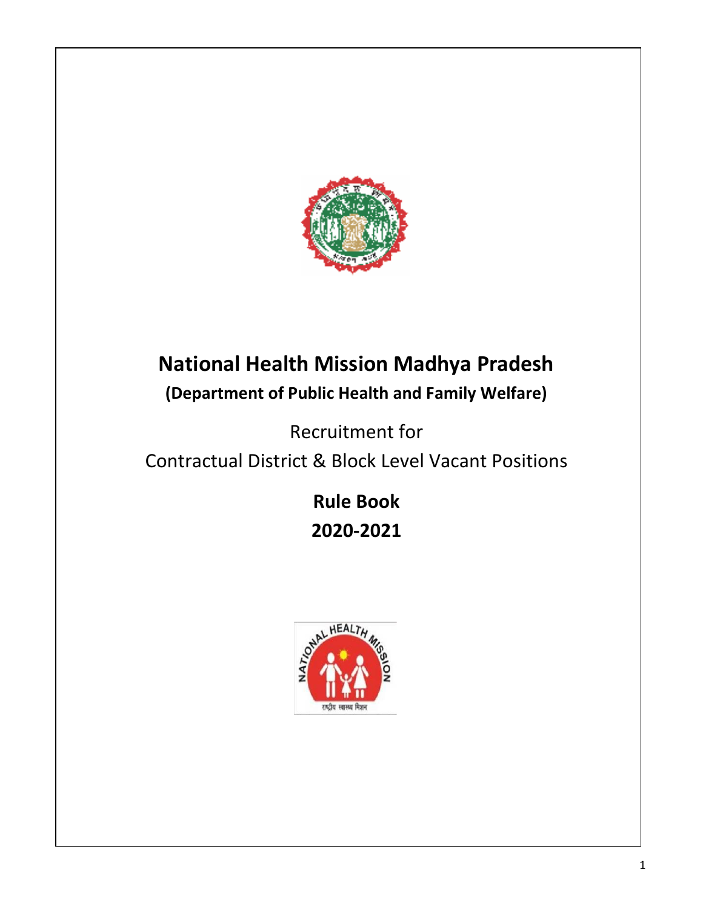# National Health Mission Madhya Pradesh

**(Department of Public Health and Family Welfare)**

Recruitment for

Contractual District & Block Level Vacant Positions

**Rule Book**

**2020-2021**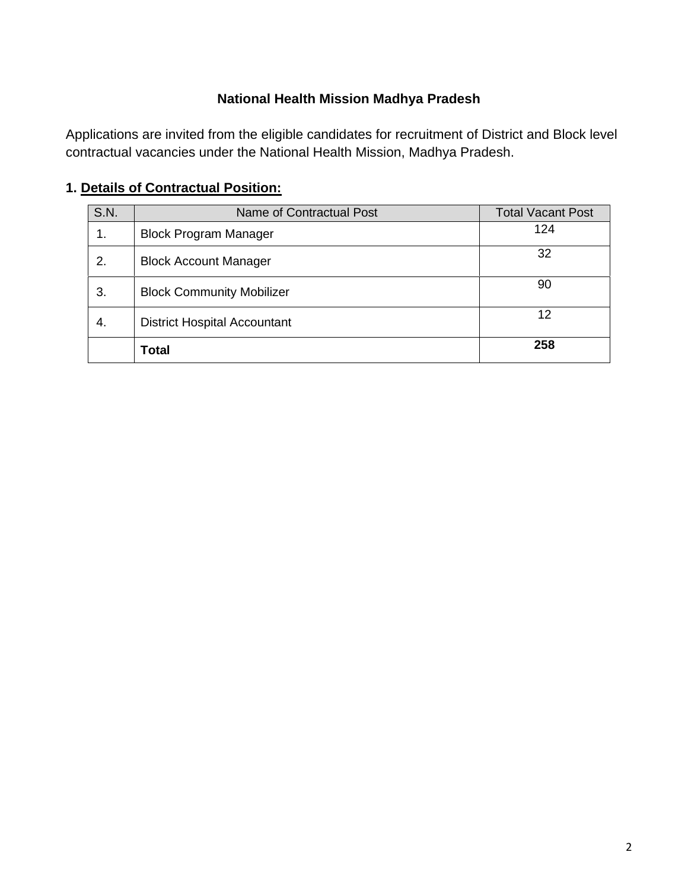# National Health Mission Madhya Pradesh

Applications are invited from the eligible candidates for recruitment of District and Block level contractual vacancies under the National Health Mission, Madhya Pradesh.

## 1. <u>Details of Contractual Position:</u>

| S.N. | Name of Contractual Post | Total Vacant Post |
|---|---|---|
| 1. | Block Program Manager | 124 |
| 2. | Block Account Manager | 32 |
| 3. | Block Community Mobilizer | 90 |
| 4. | District Hospital Accountant | 12 |
| | **Total** | **258** |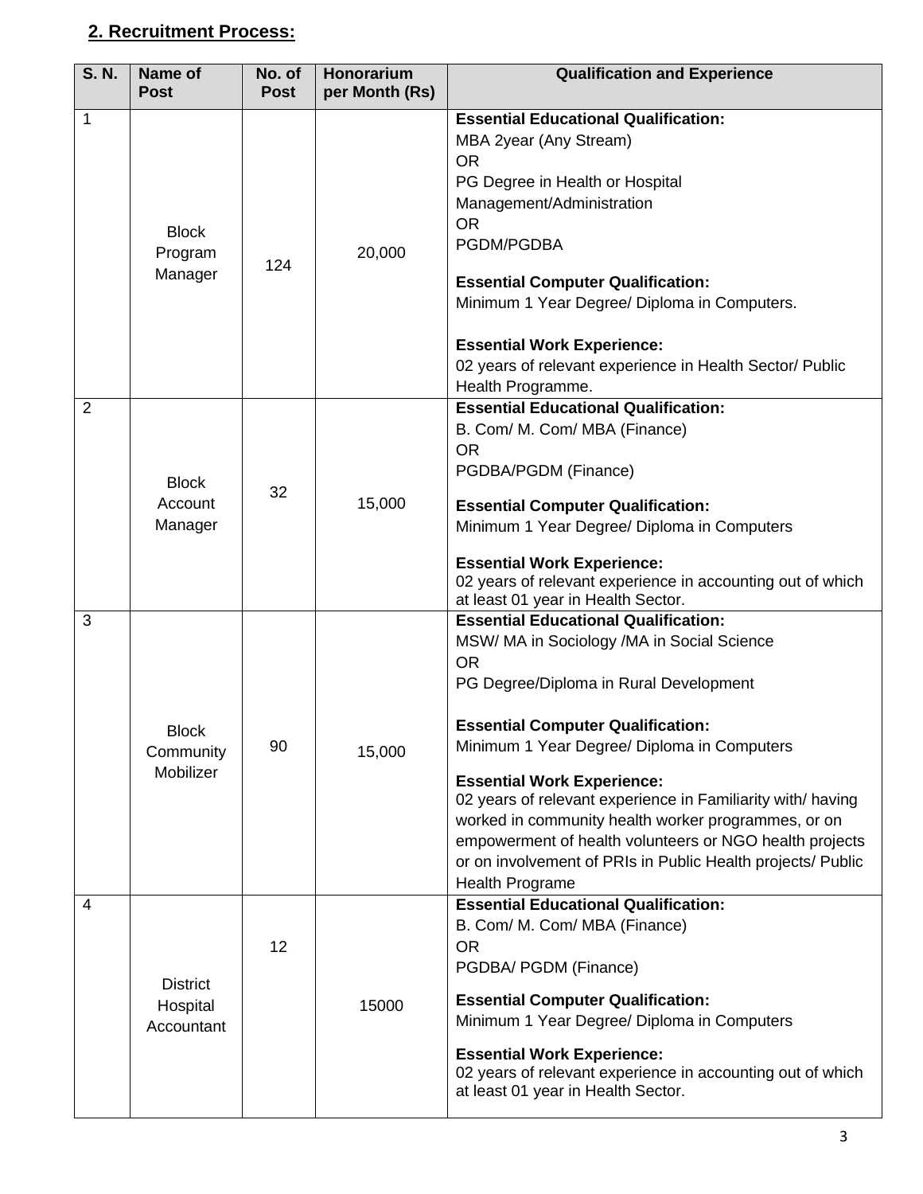## 2. Recruitment Process:

| S. N. | Name of Post | No. of Post | Honorarium per Month (Rs) | Qualification and Experience |
|---|---|---|---|---|
| 1 | Block Program Manager | 124 | 20,000 | **Essential Educational Qualification:**<br>MBA 2year (Any Stream)<br>OR<br>PG Degree in Health or Hospital Management/Administration<br>OR<br>PGDM/PGDBA<br><br>**Essential Computer Qualification:**<br>Minimum 1 Year Degree/ Diploma in Computers.<br><br>**Essential Work Experience:**<br>02 years of relevant experience in Health Sector/ Public Health Programme. |
| 2 | Block Account Manager | 32 | 15,000 | **Essential Educational Qualification:**<br>B. Com/ M. Com/ MBA (Finance)<br>OR<br>PGDBA/PGDM (Finance)<br><br>**Essential Computer Qualification:**<br>Minimum 1 Year Degree/ Diploma in Computers<br><br>**Essential Work Experience:**<br>02 years of relevant experience in accounting out of which at least 01 year in Health Sector. |
| 3 | Block Community Mobilizer | 90 | 15,000 | **Essential Educational Qualification:**<br>MSW/ MA in Sociology /MA in Social Science<br>OR<br>PG Degree/Diploma in Rural Development<br><br>**Essential Computer Qualification:**<br>Minimum 1 Year Degree/ Diploma in Computers<br><br>**Essential Work Experience:**<br>02 years of relevant experience in Familiarity with/ having worked in community health worker programmes, or on empowerment of health volunteers or NGO health projects or on involvement of PRIs in Public Health projects/ Public Health Programe |
| 4 | District Hospital Accountant | 12 | 15000 | **Essential Educational Qualification:**<br>B. Com/ M. Com/ MBA (Finance)<br>OR<br>PGDBA/ PGDM (Finance)<br><br>**Essential Computer Qualification:**<br>Minimum 1 Year Degree/ Diploma in Computers<br><br>**Essential Work Experience:**<br>02 years of relevant experience in accounting out of which at least 01 year in Health Sector. |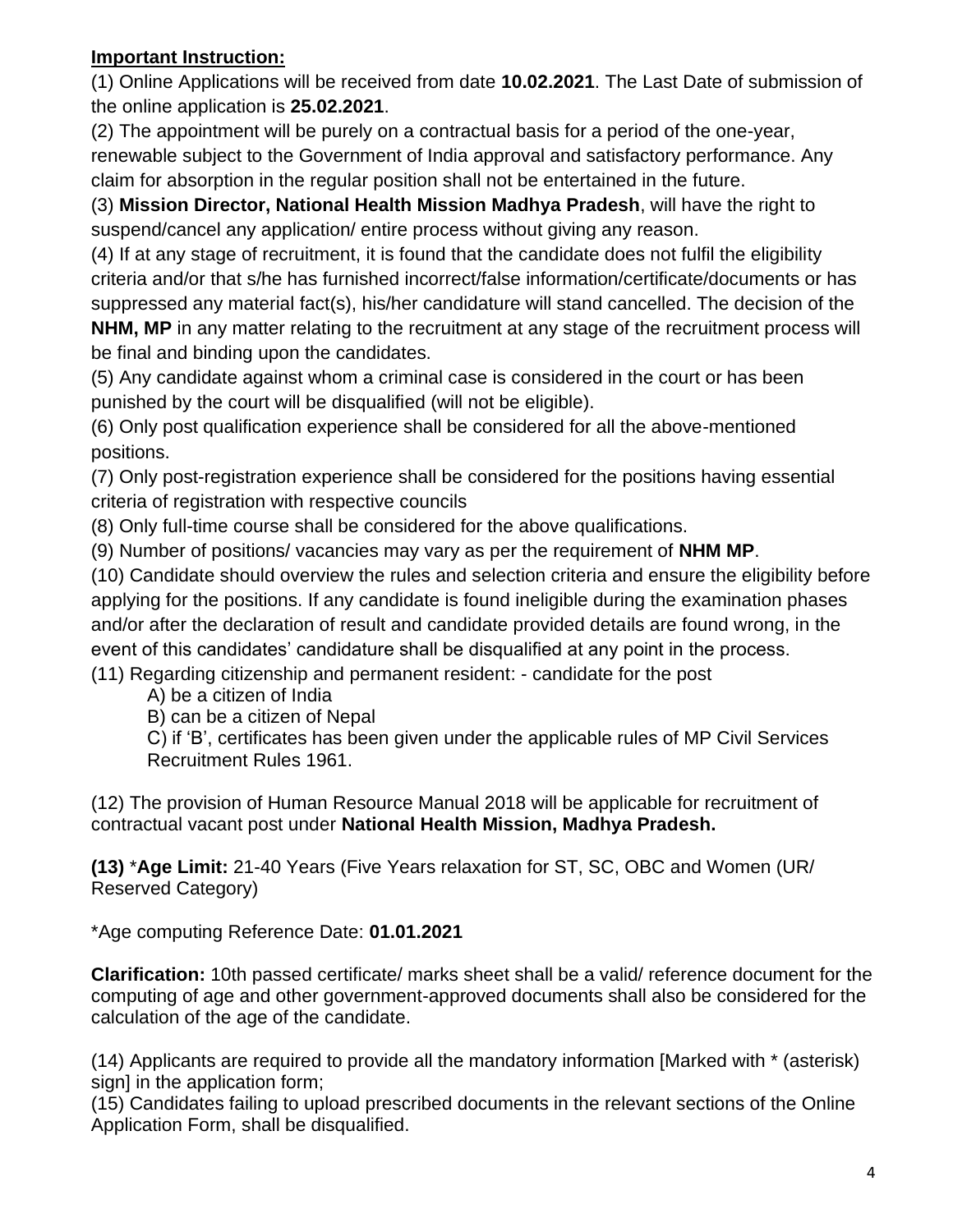**Important Instruction:**

(1) Online Applications will be received from date **10.02.2021**. The Last Date of submission of the online application is **25.02.2021**.

(2) The appointment will be purely on a contractual basis for a period of the one-year, renewable subject to the Government of India approval and satisfactory performance. Any claim for absorption in the regular position shall not be entertained in the future.

(3) **Mission Director, National Health Mission Madhya Pradesh**, will have the right to suspend/cancel any application/ entire process without giving any reason.

(4) If at any stage of recruitment, it is found that the candidate does not fulfil the eligibility criteria and/or that s/he has furnished incorrect/false information/certificate/documents or has suppressed any material fact(s), his/her candidature will stand cancelled. The decision of the **NHM, MP** in any matter relating to the recruitment at any stage of the recruitment process will be final and binding upon the candidates.

(5) Any candidate against whom a criminal case is considered in the court or has been punished by the court will be disqualified (will not be eligible).

(6) Only post qualification experience shall be considered for all the above-mentioned positions.

(7) Only post-registration experience shall be considered for the positions having essential criteria of registration with respective councils

(8) Only full-time course shall be considered for the above qualifications.

(9) Number of positions/ vacancies may vary as per the requirement of **NHM MP**.

(10) Candidate should overview the rules and selection criteria and ensure the eligibility before applying for the positions. If any candidate is found ineligible during the examination phases and/or after the declaration of result and candidate provided details are found wrong, in the event of this candidates' candidature shall be disqualified at any point in the process.

(11) Regarding citizenship and permanent resident: - candidate for the post

A) be a citizen of India

B) can be a citizen of Nepal

C) if 'B', certificates has been given under the applicable rules of MP Civil Services Recruitment Rules 1961.

(12) The provision of Human Resource Manual 2018 will be applicable for recruitment of contractual vacant post under **National Health Mission, Madhya Pradesh.**

**(13)** ***Age Limit:** 21-40 Years (Five Years relaxation for ST, SC, OBC and Women (UR/ Reserved Category)

*Age computing Reference Date: **01.01.2021**

**Clarification:** 10th passed certificate/ marks sheet shall be a valid/ reference document for the computing of age and other government-approved documents shall also be considered for the calculation of the age of the candidate.

(14) Applicants are required to provide all the mandatory information [Marked with * (asterisk) sign] in the application form;

(15) Candidates failing to upload prescribed documents in the relevant sections of the Online Application Form, shall be disqualified.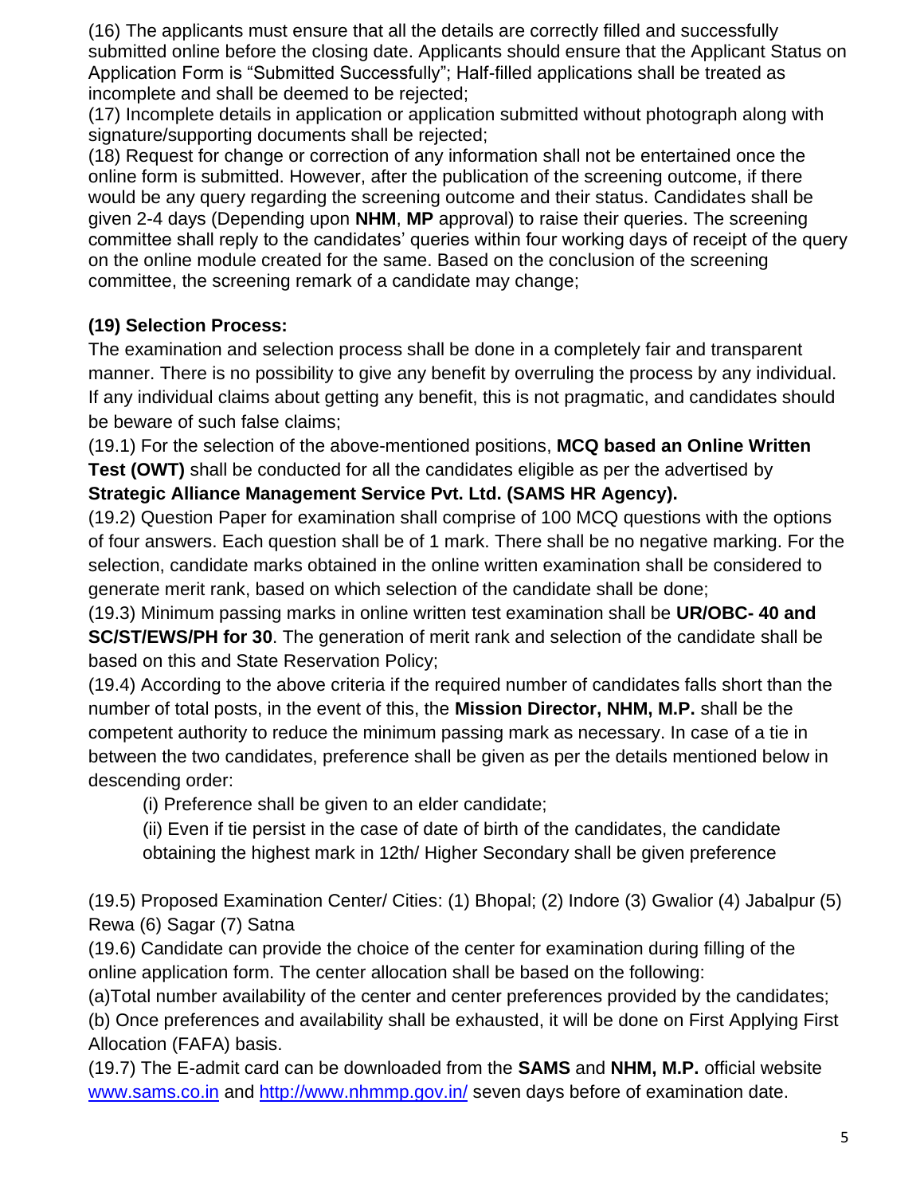(16) The applicants must ensure that all the details are correctly filled and successfully submitted online before the closing date. Applicants should ensure that the Applicant Status on Application Form is "Submitted Successfully"; Half-filled applications shall be treated as incomplete and shall be deemed to be rejected;

(17) Incomplete details in application or application submitted without photograph along with signature/supporting documents shall be rejected;

(18) Request for change or correction of any information shall not be entertained once the online form is submitted. However, after the publication of the screening outcome, if there would be any query regarding the screening outcome and their status. Candidates shall be given 2-4 days (Depending upon **NHM**, **MP** approval) to raise their queries. The screening committee shall reply to the candidates' queries within four working days of receipt of the query on the online module created for the same. Based on the conclusion of the screening committee, the screening remark of a candidate may change;

**(19) Selection Process:**

The examination and selection process shall be done in a completely fair and transparent manner. There is no possibility to give any benefit by overruling the process by any individual. If any individual claims about getting any benefit, this is not pragmatic, and candidates should be beware of such false claims;

(19.1) For the selection of the above-mentioned positions, **MCQ based an Online Written Test (OWT)** shall be conducted for all the candidates eligible as per the advertised by **Strategic Alliance Management Service Pvt. Ltd. (SAMS HR Agency).**

(19.2) Question Paper for examination shall comprise of 100 MCQ questions with the options of four answers. Each question shall be of 1 mark. There shall be no negative marking. For the selection, candidate marks obtained in the online written examination shall be considered to generate merit rank, based on which selection of the candidate shall be done;

(19.3) Minimum passing marks in online written test examination shall be **UR/OBC- 40 and SC/ST/EWS/PH for 30**. The generation of merit rank and selection of the candidate shall be based on this and State Reservation Policy;

(19.4) According to the above criteria if the required number of candidates falls short than the number of total posts, in the event of this, the **Mission Director, NHM, M.P.** shall be the competent authority to reduce the minimum passing mark as necessary. In case of a tie in between the two candidates, preference shall be given as per the details mentioned below in descending order:

(i) Preference shall be given to an elder candidate;

(ii) Even if tie persist in the case of date of birth of the candidates, the candidate obtaining the highest mark in 12th/ Higher Secondary shall be given preference

(19.5) Proposed Examination Center/ Cities: (1) Bhopal; (2) Indore (3) Gwalior (4) Jabalpur (5) Rewa (6) Sagar (7) Satna

(19.6) Candidate can provide the choice of the center for examination during filling of the online application form. The center allocation shall be based on the following:

(a)Total number availability of the center and center preferences provided by the candidates;

(b) Once preferences and availability shall be exhausted, it will be done on First Applying First Allocation (FAFA) basis.

(19.7) The E-admit card can be downloaded from the **SAMS** and **NHM, M.P.** official website [www.sams.co.in](www.sams.co.in) and [http://www.nhmmp.gov.in/](http://www.nhmmp.gov.in/) seven days before of examination date.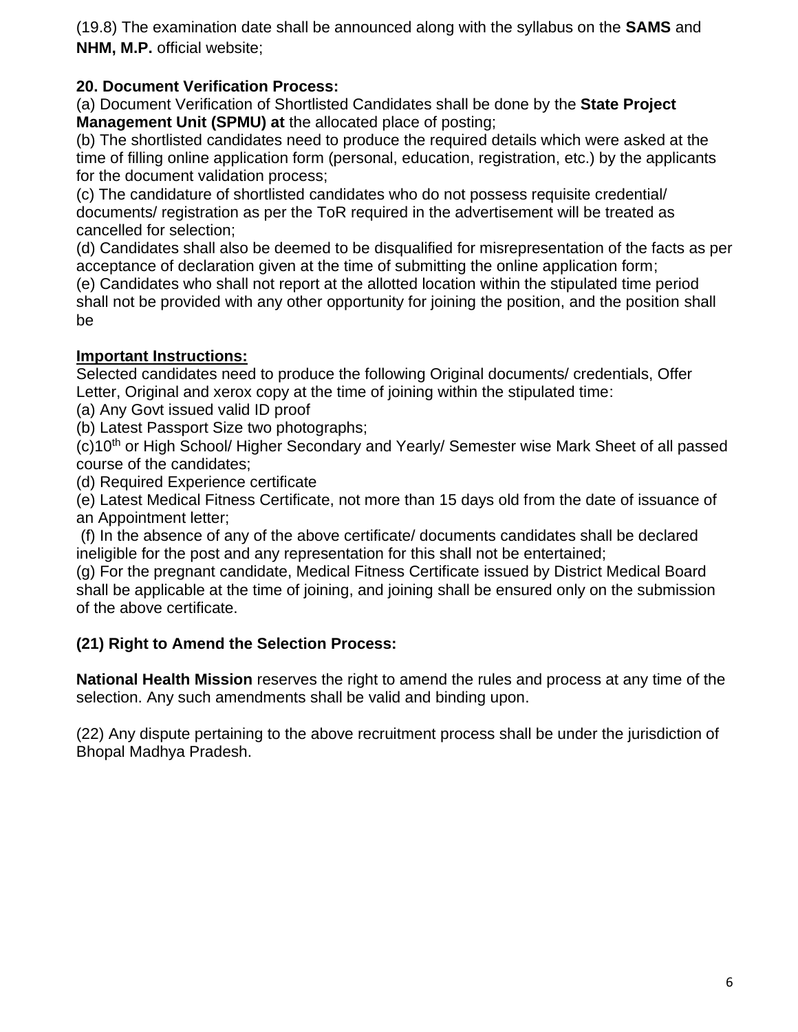(19.8) The examination date shall be announced along with the syllabus on the **SAMS** and **NHM, M.P.** official website;

**20. Document Verification Process:**

(a) Document Verification of Shortlisted Candidates shall be done by the **State Project Management Unit (SPMU) at** the allocated place of posting;

(b) The shortlisted candidates need to produce the required details which were asked at the time of filling online application form (personal, education, registration, etc.) by the applicants for the document validation process;

(c) The candidature of shortlisted candidates who do not possess requisite credential/ documents/ registration as per the ToR required in the advertisement will be treated as cancelled for selection;

(d) Candidates shall also be deemed to be disqualified for misrepresentation of the facts as per acceptance of declaration given at the time of submitting the online application form;

(e) Candidates who shall not report at the allotted location within the stipulated time period shall not be provided with any other opportunity for joining the position, and the position shall be

**Important Instructions:**

Selected candidates need to produce the following Original documents/ credentials, Offer Letter, Original and xerox copy at the time of joining within the stipulated time:

(a) Any Govt issued valid ID proof

(b) Latest Passport Size two photographs;

(c)10th or High School/ Higher Secondary and Yearly/ Semester wise Mark Sheet of all passed course of the candidates;

(d) Required Experience certificate

(e) Latest Medical Fitness Certificate, not more than 15 days old from the date of issuance of an Appointment letter;

(f) In the absence of any of the above certificate/ documents candidates shall be declared ineligible for the post and any representation for this shall not be entertained;

(g) For the pregnant candidate, Medical Fitness Certificate issued by District Medical Board shall be applicable at the time of joining, and joining shall be ensured only on the submission of the above certificate.

**(21) Right to Amend the Selection Process:**

**National Health Mission** reserves the right to amend the rules and process at any time of the selection. Any such amendments shall be valid and binding upon.

(22) Any dispute pertaining to the above recruitment process shall be under the jurisdiction of Bhopal Madhya Pradesh.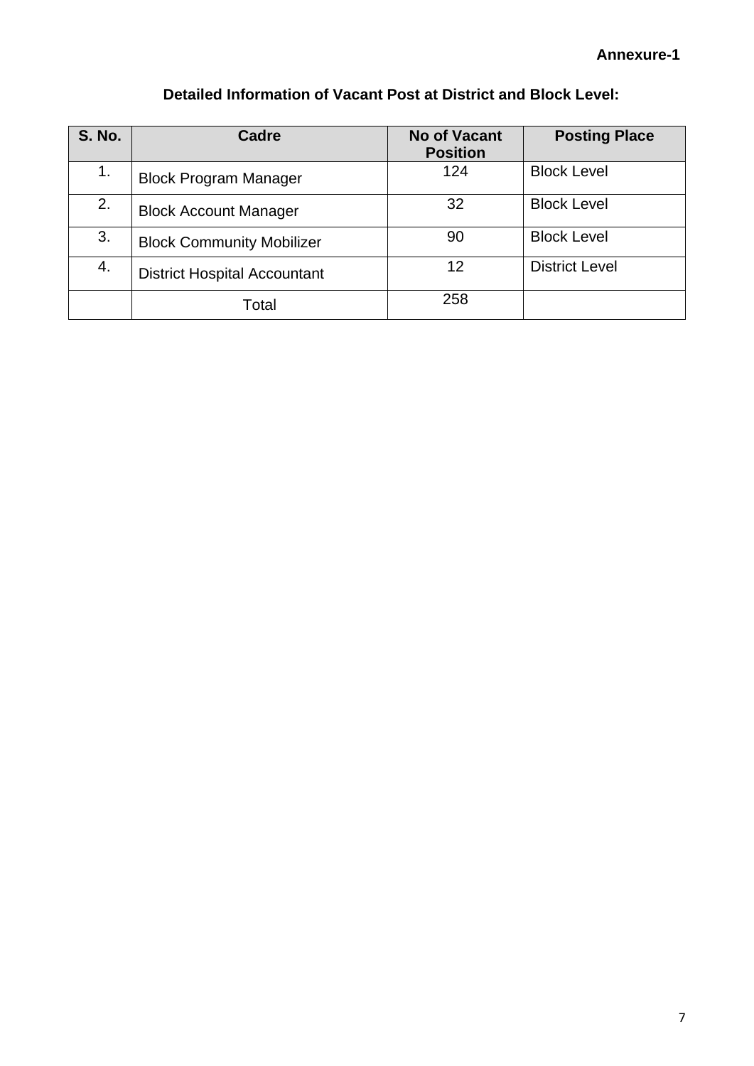**Annexure-1**

**Detailed Information of Vacant Post at District and Block Level:**

| S. No. | Cadre | No of Vacant Position | Posting Place |
|---|---|---|---|
| 1. | Block Program Manager | 124 | Block Level |
| 2. | Block Account Manager | 32 | Block Level |
| 3. | Block Community Mobilizer | 90 | Block Level |
| 4. | District Hospital Accountant | 12 | District Level |
| | Total | 258 | |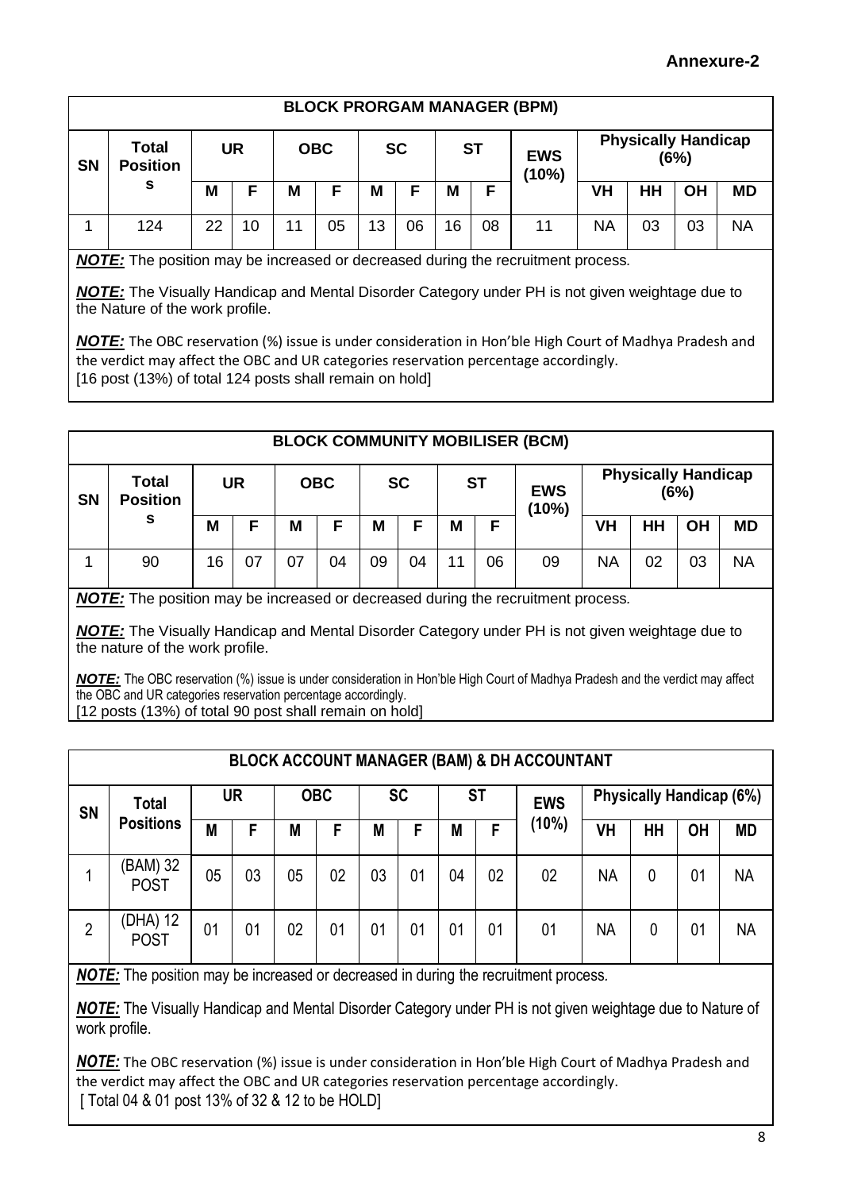**Annexure-2**

| BLOCK PRORGAM MANAGER (BPM) | | | | | | | | | | | | | | |
|---|---|---|---|---|---|---|---|---|---|---|---|---|---|---|
| SN | Total Positions | UR | | OBC | | SC | | ST | | EWS (10%) | Physically Handicap (6%) | | | |
| | | M | F | M | F | M | F | M | F | | VH | HH | OH | MD |
| 1 | 124 | 22 | 10 | 11 | 05 | 13 | 06 | 16 | 08 | 11 | NA | 03 | 03 | NA |

***NOTE:*** The position may be increased or decreased during the recruitment process.

***NOTE:*** The Visually Handicap and Mental Disorder Category under PH is not given weightage due to the Nature of the work profile.

***NOTE:*** The OBC reservation (%) issue is under consideration in Hon'ble High Court of Madhya Pradesh and the verdict may affect the OBC and UR categories reservation percentage accordingly.
[16 post (13%) of total 124 posts shall remain on hold]

| BLOCK COMMUNITY MOBILISER (BCM) | | | | | | | | | | | | | | |
|---|---|---|---|---|---|---|---|---|---|---|---|---|---|---|
| SN | Total Positions | UR | | OBC | | SC | | ST | | EWS (10%) | Physically Handicap (6%) | | | |
| | | M | F | M | F | M | F | M | F | | VH | HH | OH | MD |
| 1 | 90 | 16 | 07 | 07 | 04 | 09 | 04 | 11 | 06 | 09 | NA | 02 | 03 | NA |

***NOTE:*** The position may be increased or decreased during the recruitment process.

***NOTE:*** The Visually Handicap and Mental Disorder Category under PH is not given weightage due to the nature of the work profile.

***NOTE:*** The OBC reservation (%) issue is under consideration in Hon'ble High Court of Madhya Pradesh and the verdict may affect the OBC and UR categories reservation percentage accordingly.
[12 posts (13%) of total 90 post shall remain on hold]

| BLOCK ACCOUNT MANAGER (BAM) & DH ACCOUNTANT | | | | | | | | | | | | | | |
|---|---|---|---|---|---|---|---|---|---|---|---|---|---|---|
| SN | Total Positions | UR | | OBC | | SC | | ST | | EWS (10%) | Physically Handicap (6%) | | | |
| | | M | F | M | F | M | F | M | F | | VH | HH | OH | MD |
| 1 | (BAM) 32 POST | 05 | 03 | 05 | 02 | 03 | 01 | 04 | 02 | 02 | NA | 0 | 01 | NA |
| 2 | (DHA) 12 POST | 01 | 01 | 02 | 01 | 01 | 01 | 01 | 01 | 01 | NA | 0 | 01 | NA |

***NOTE:*** The position may be increased or decreased in during the recruitment process.

***NOTE:*** The Visually Handicap and Mental Disorder Category under PH is not given weightage due to Nature of work profile.

***NOTE:*** The OBC reservation (%) issue is under consideration in Hon'ble High Court of Madhya Pradesh and the verdict may affect the OBC and UR categories reservation percentage accordingly.
[ Total 04 & 01 post 13% of 32 & 12 to be HOLD]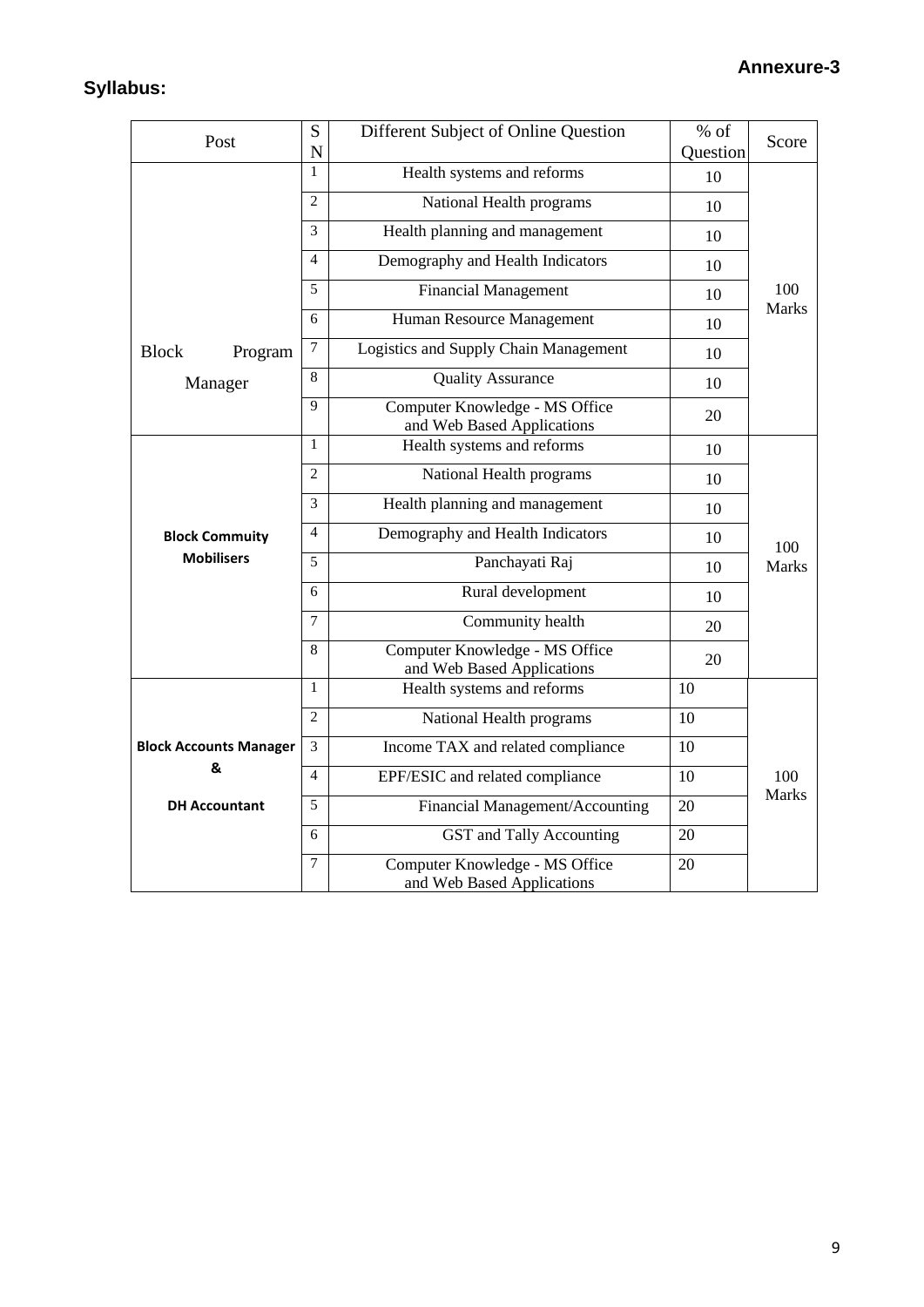**Annexure-3**

## Syllabus:

| Post | SN | Different Subject of Online Question | % of Question | Score |
|---|---|---|---|---|
| Block Program Manager | 1 | Health systems and reforms | 10 | 100 Marks |
| | 2 | National Health programs | 10 | |
| | 3 | Health planning and management | 10 | |
| | 4 | Demography and Health Indicators | 10 | |
| | 5 | Financial Management | 10 | |
| | 6 | Human Resource Management | 10 | |
| | 7 | Logistics and Supply Chain Management | 10 | |
| | 8 | Quality Assurance | 10 | |
| | 9 | Computer Knowledge - MS Office and Web Based Applications | 20 | |
| **Block Commuity Mobilisers** | 1 | Health systems and reforms | 10 | 100 Marks |
| | 2 | National Health programs | 10 | |
| | 3 | Health planning and management | 10 | |
| | 4 | Demography and Health Indicators | 10 | |
| | 5 | Panchayati Raj | 10 | |
| | 6 | Rural development | 10 | |
| | 7 | Community health | 20 | |
| | 8 | Computer Knowledge - MS Office and Web Based Applications | 20 | |
| **Block Accounts Manager & DH Accountant** | 1 | Health systems and reforms | 10 | 100 Marks |
| | 2 | National Health programs | 10 | |
| | 3 | Income TAX and related compliance | 10 | |
| | 4 | EPF/ESIC and related compliance | 10 | |
| | 5 | Financial Management/Accounting | 20 | |
| | 6 | GST and Tally Accounting | 20 | |
| | 7 | Computer Knowledge - MS Office and Web Based Applications | 20 | |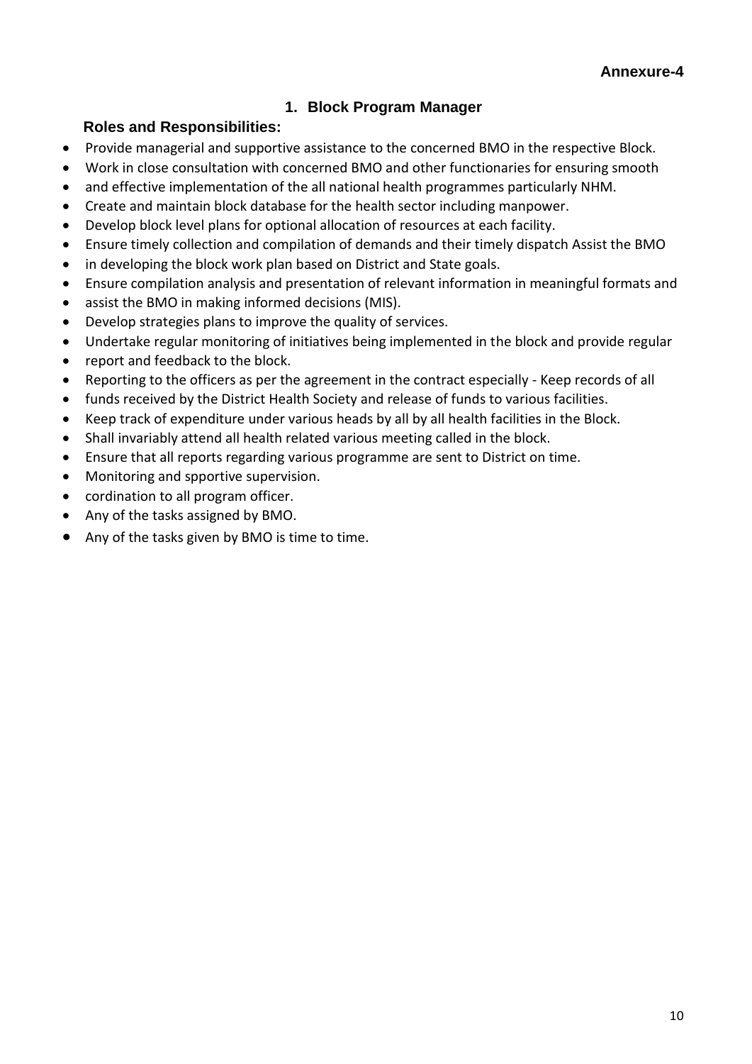**Annexure-4**

## 1. Block Program Manager

### Roles and Responsibilities:

- Provide managerial and supportive assistance to the concerned BMO in the respective Block.
- Work in close consultation with concerned BMO and other functionaries for ensuring smooth
- and effective implementation of the all national health programmes particularly NHM.
- Create and maintain block database for the health sector including manpower.
- Develop block level plans for optional allocation of resources at each facility.
- Ensure timely collection and compilation of demands and their timely dispatch Assist the BMO
- in developing the block work plan based on District and State goals.
- Ensure compilation analysis and presentation of relevant information in meaningful formats and
- assist the BMO in making informed decisions (MIS).
- Develop strategies plans to improve the quality of services.
- Undertake regular monitoring of initiatives being implemented in the block and provide regular
- report and feedback to the block.
- Reporting to the officers as per the agreement in the contract especially - Keep records of all
- funds received by the District Health Society and release of funds to various facilities.
- Keep track of expenditure under various heads by all by all health facilities in the Block.
- Shall invariably attend all health related various meeting called in the block.
- Ensure that all reports regarding various programme are sent to District on time.
- Monitoring and spportive supervision.
- cordination to all program officer.
- Any of the tasks assigned by BMO.
- Any of the tasks given by BMO is time to time.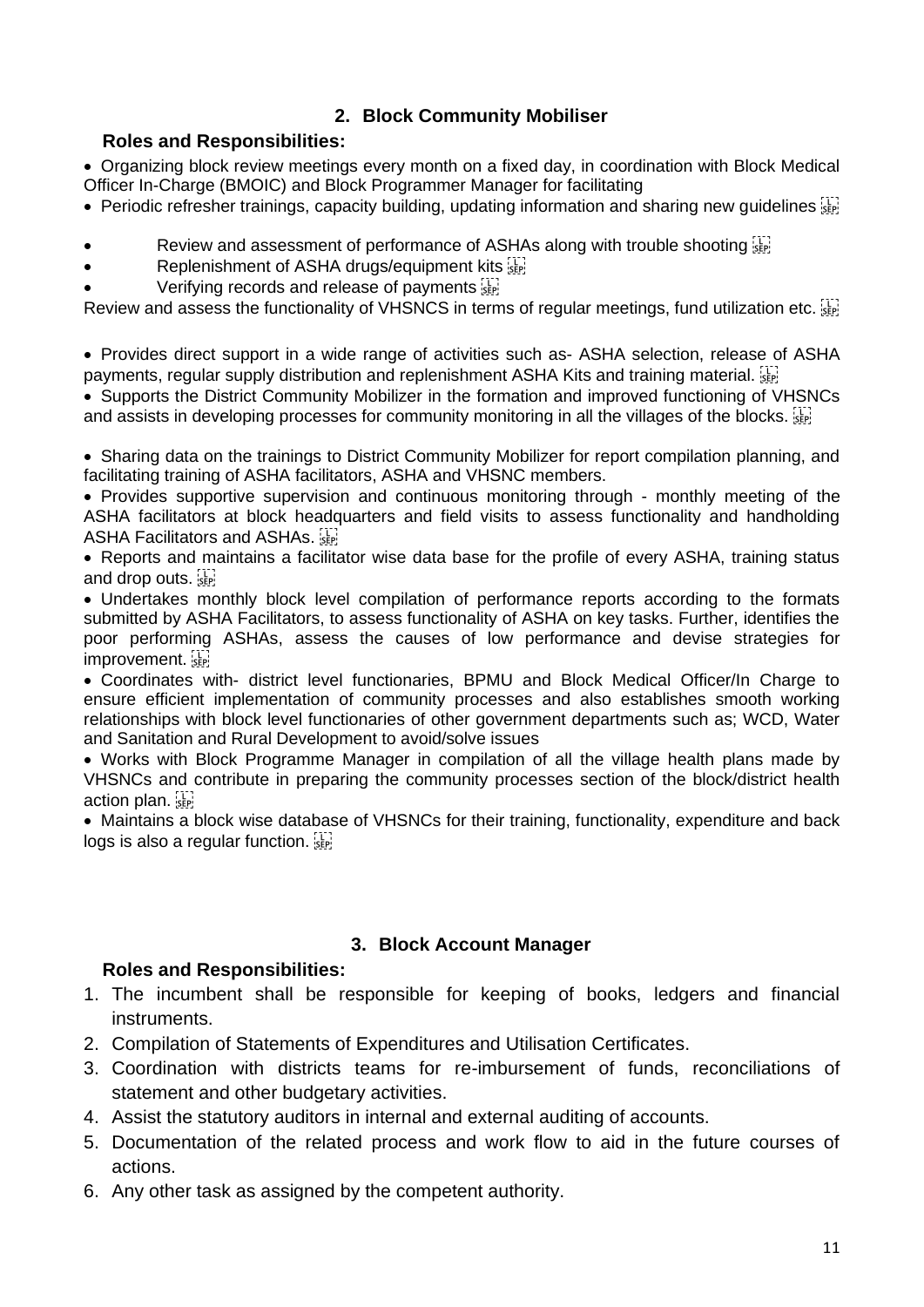## 2. Block Community Mobiliser

### Roles and Responsibilities:

- Organizing block review meetings every month on a fixed day, in coordination with Block Medical Officer In-Charge (BMOIC) and Block Programmer Manager for facilitating
- Periodic refresher trainings, capacity building, updating information and sharing new guidelines
- Review and assessment of performance of ASHAs along with trouble shooting
- Replenishment of ASHA drugs/equipment kits
- Verifying records and release of payments

Review and assess the functionality of VHSNCS in terms of regular meetings, fund utilization etc.

- Provides direct support in a wide range of activities such as- ASHA selection, release of ASHA payments, regular supply distribution and replenishment ASHA Kits and training material.
- Supports the District Community Mobilizer in the formation and improved functioning of VHSNCs and assists in developing processes for community monitoring in all the villages of the blocks.
- Sharing data on the trainings to District Community Mobilizer for report compilation planning, and facilitating training of ASHA facilitators, ASHA and VHSNC members.
- Provides supportive supervision and continuous monitoring through - monthly meeting of the ASHA facilitators at block headquarters and field visits to assess functionality and handholding ASHA Facilitators and ASHAs.
- Reports and maintains a facilitator wise data base for the profile of every ASHA, training status and drop outs.
- Undertakes monthly block level compilation of performance reports according to the formats submitted by ASHA Facilitators, to assess functionality of ASHA on key tasks. Further, identifies the poor performing ASHAs, assess the causes of low performance and devise strategies for improvement.
- Coordinates with- district level functionaries, BPMU and Block Medical Officer/In Charge to ensure efficient implementation of community processes and also establishes smooth working relationships with block level functionaries of other government departments such as; WCD, Water and Sanitation and Rural Development to avoid/solve issues
- Works with Block Programme Manager in compilation of all the village health plans made by VHSNCs and contribute in preparing the community processes section of the block/district health action plan.
- Maintains a block wise database of VHSNCs for their training, functionality, expenditure and back logs is also a regular function.

## 3. Block Account Manager

### Roles and Responsibilities:

1. The incumbent shall be responsible for keeping of books, ledgers and financial instruments.
2. Compilation of Statements of Expenditures and Utilisation Certificates.
3. Coordination with districts teams for re-imbursement of funds, reconciliations of statement and other budgetary activities.
4. Assist the statutory auditors in internal and external auditing of accounts.
5. Documentation of the related process and work flow to aid in the future courses of actions.
6. Any other task as assigned by the competent authority.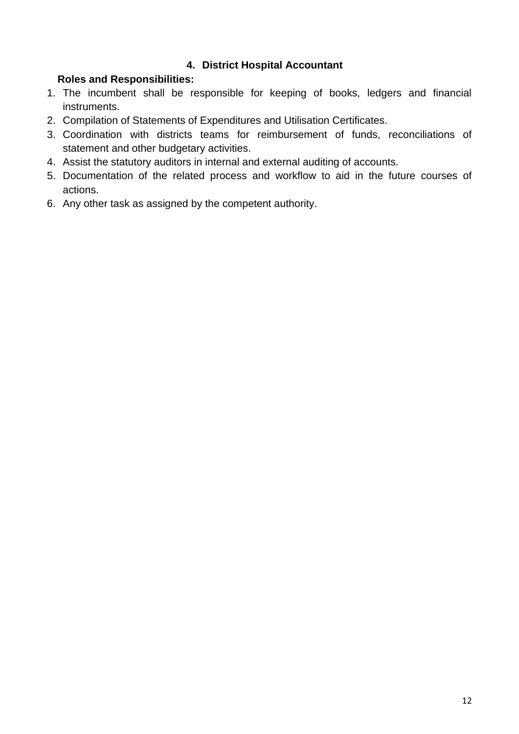## 4. District Hospital Accountant

**Roles and Responsibilities:**

1. The incumbent shall be responsible for keeping of books, ledgers and financial instruments.
2. Compilation of Statements of Expenditures and Utilisation Certificates.
3. Coordination with districts teams for reimbursement of funds, reconciliations of statement and other budgetary activities.
4. Assist the statutory auditors in internal and external auditing of accounts.
5. Documentation of the related process and workflow to aid in the future courses of actions.
6. Any other task as assigned by the competent authority.